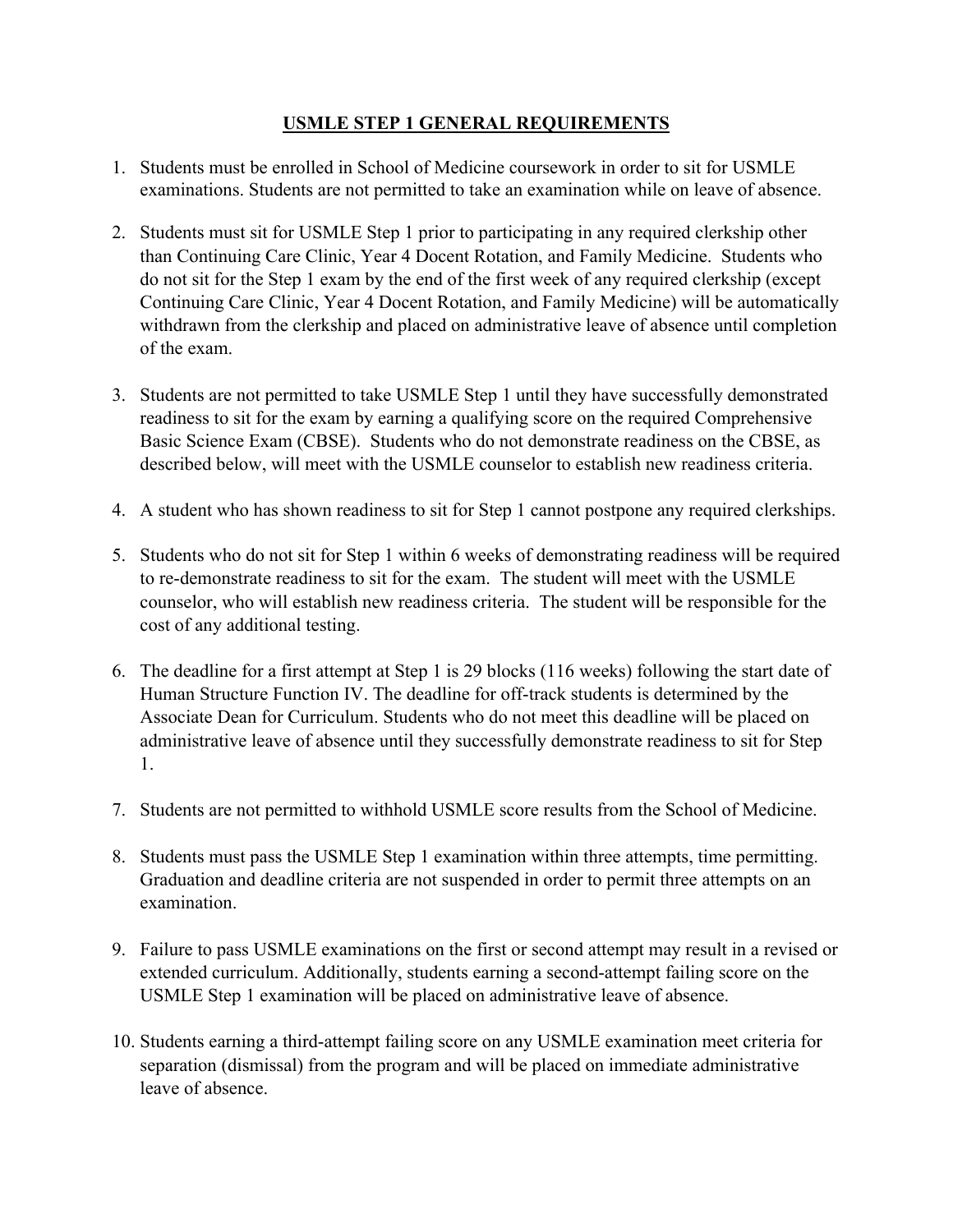# USMLE STEP 1 GENERAL REQUIREMENTS

1. Students must be enrolled in School of Medicine coursework in order to sit for USMLE examinations. Students are not permitted to take an examination while on leave of absence.

2. Students must sit for USMLE Step 1 prior to participating in any required clerkship other than Continuing Care Clinic, Year 4 Docent Rotation, and Family Medicine. Students who do not sit for the Step 1 exam by the end of the first week of any required clerkship (except Continuing Care Clinic, Year 4 Docent Rotation, and Family Medicine) will be automatically withdrawn from the clerkship and placed on administrative leave of absence until completion of the exam.

3. Students are not permitted to take USMLE Step 1 until they have successfully demonstrated readiness to sit for the exam by earning a qualifying score on the required Comprehensive Basic Science Exam (CBSE). Students who do not demonstrate readiness on the CBSE, as described below, will meet with the USMLE counselor to establish new readiness criteria.

4. A student who has shown readiness to sit for Step 1 cannot postpone any required clerkships.

5. Students who do not sit for Step 1 within 6 weeks of demonstrating readiness will be required to re-demonstrate readiness to sit for the exam. The student will meet with the USMLE counselor, who will establish new readiness criteria. The student will be responsible for the cost of any additional testing.

6. The deadline for a first attempt at Step 1 is 29 blocks (116 weeks) following the start date of Human Structure Function IV. The deadline for off-track students is determined by the Associate Dean for Curriculum. Students who do not meet this deadline will be placed on administrative leave of absence until they successfully demonstrate readiness to sit for Step 1.

7. Students are not permitted to withhold USMLE score results from the School of Medicine.

8. Students must pass the USMLE Step 1 examination within three attempts, time permitting. Graduation and deadline criteria are not suspended in order to permit three attempts on an examination.

9. Failure to pass USMLE examinations on the first or second attempt may result in a revised or extended curriculum. Additionally, students earning a second-attempt failing score on the USMLE Step 1 examination will be placed on administrative leave of absence.

10. Students earning a third-attempt failing score on any USMLE examination meet criteria for separation (dismissal) from the program and will be placed on immediate administrative leave of absence.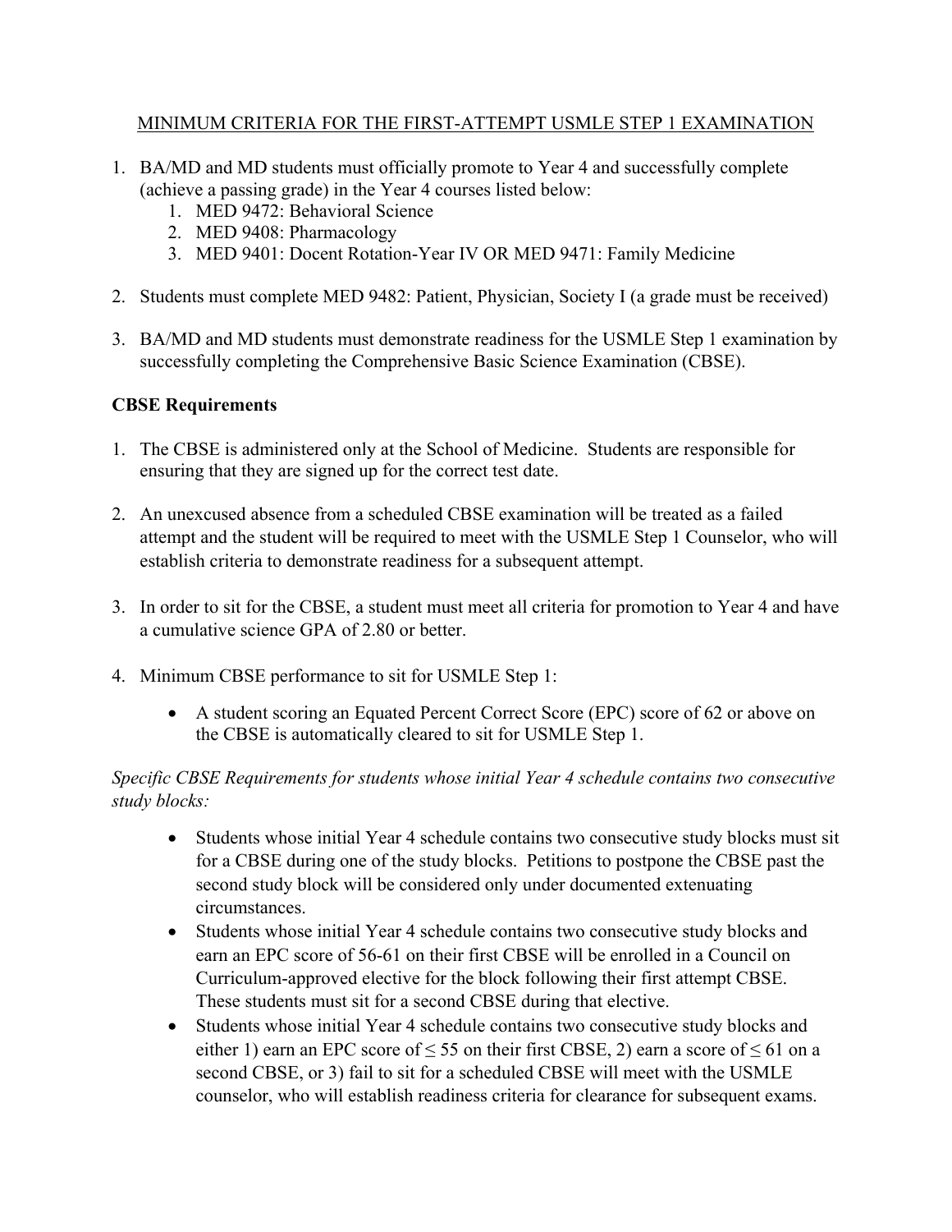MINIMUM CRITERIA FOR THE FIRST-ATTEMPT USMLE STEP 1 EXAMINATION

1. BA/MD and MD students must officially promote to Year 4 and successfully complete (achieve a passing grade) in the Year 4 courses listed below:
    1. MED 9472: Behavioral Science
    2. MED 9408: Pharmacology
    3. MED 9401: Docent Rotation-Year IV OR MED 9471: Family Medicine

2. Students must complete MED 9482: Patient, Physician, Society I (a grade must be received)

3. BA/MD and MD students must demonstrate readiness for the USMLE Step 1 examination by successfully completing the Comprehensive Basic Science Examination (CBSE).

**CBSE Requirements**

1. The CBSE is administered only at the School of Medicine. Students are responsible for ensuring that they are signed up for the correct test date.

2. An unexcused absence from a scheduled CBSE examination will be treated as a failed attempt and the student will be required to meet with the USMLE Step 1 Counselor, who will establish criteria to demonstrate readiness for a subsequent attempt.

3. In order to sit for the CBSE, a student must meet all criteria for promotion to Year 4 and have a cumulative science GPA of 2.80 or better.

4. Minimum CBSE performance to sit for USMLE Step 1:

    - A student scoring an Equated Percent Correct Score (EPC) score of 62 or above on the CBSE is automatically cleared to sit for USMLE Step 1.

*Specific CBSE Requirements for students whose initial Year 4 schedule contains two consecutive study blocks:*

- Students whose initial Year 4 schedule contains two consecutive study blocks must sit for a CBSE during one of the study blocks. Petitions to postpone the CBSE past the second study block will be considered only under documented extenuating circumstances.
- Students whose initial Year 4 schedule contains two consecutive study blocks and earn an EPC score of 56-61 on their first CBSE will be enrolled in a Council on Curriculum-approved elective for the block following their first attempt CBSE. These students must sit for a second CBSE during that elective.
- Students whose initial Year 4 schedule contains two consecutive study blocks and either 1) earn an EPC score of ≤ 55 on their first CBSE, 2) earn a score of ≤ 61 on a second CBSE, or 3) fail to sit for a scheduled CBSE will meet with the USMLE counselor, who will establish readiness criteria for clearance for subsequent exams.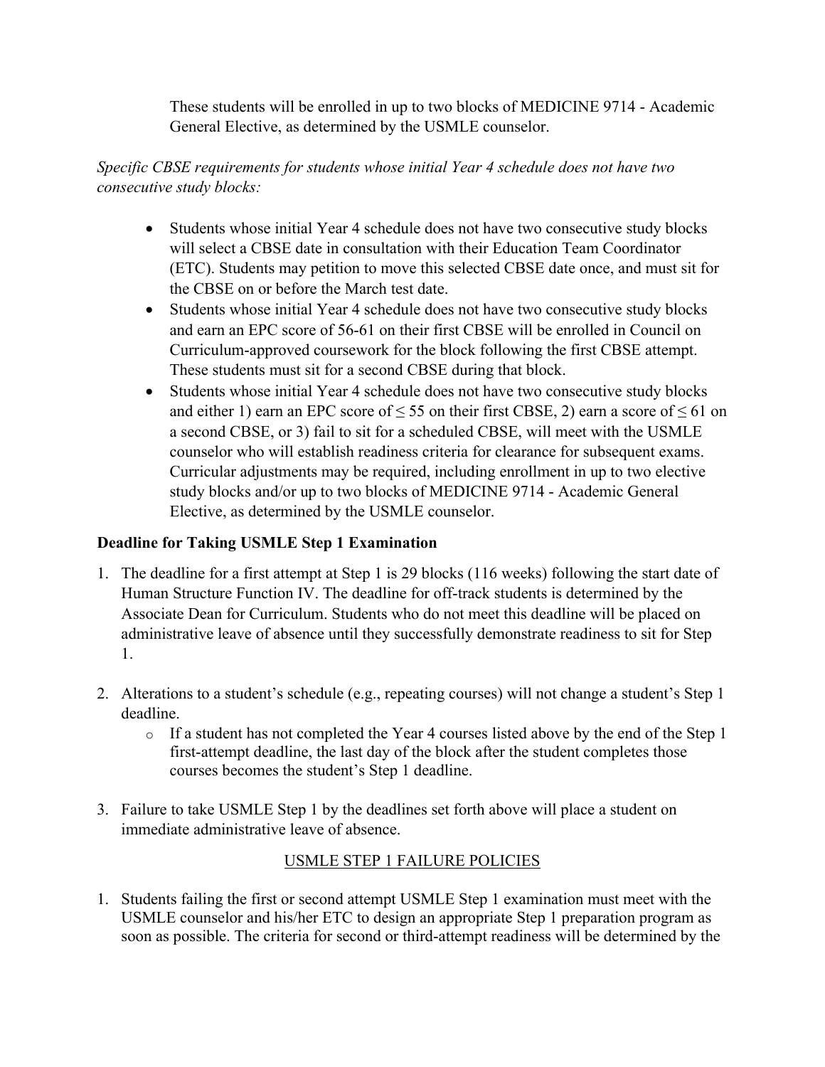These students will be enrolled in up to two blocks of MEDICINE 9714 - Academic General Elective, as determined by the USMLE counselor.

*Specific CBSE requirements for students whose initial Year 4 schedule does not have two consecutive study blocks:*

- Students whose initial Year 4 schedule does not have two consecutive study blocks will select a CBSE date in consultation with their Education Team Coordinator (ETC). Students may petition to move this selected CBSE date once, and must sit for the CBSE on or before the March test date.
- Students whose initial Year 4 schedule does not have two consecutive study blocks and earn an EPC score of 56-61 on their first CBSE will be enrolled in Council on Curriculum-approved coursework for the block following the first CBSE attempt. These students must sit for a second CBSE during that block.
- Students whose initial Year 4 schedule does not have two consecutive study blocks and either 1) earn an EPC score of ≤ 55 on their first CBSE, 2) earn a score of ≤ 61 on a second CBSE, or 3) fail to sit for a scheduled CBSE, will meet with the USMLE counselor who will establish readiness criteria for clearance for subsequent exams. Curricular adjustments may be required, including enrollment in up to two elective study blocks and/or up to two blocks of MEDICINE 9714 - Academic General Elective, as determined by the USMLE counselor.

**Deadline for Taking USMLE Step 1 Examination**

1. The deadline for a first attempt at Step 1 is 29 blocks (116 weeks) following the start date of Human Structure Function IV. The deadline for off-track students is determined by the Associate Dean for Curriculum. Students who do not meet this deadline will be placed on administrative leave of absence until they successfully demonstrate readiness to sit for Step 1.

2. Alterations to a student's schedule (e.g., repeating courses) will not change a student's Step 1 deadline.
   - If a student has not completed the Year 4 courses listed above by the end of the Step 1 first-attempt deadline, the last day of the block after the student completes those courses becomes the student's Step 1 deadline.

3. Failure to take USMLE Step 1 by the deadlines set forth above will place a student on immediate administrative leave of absence.

## USMLE STEP 1 FAILURE POLICIES

1. Students failing the first or second attempt USMLE Step 1 examination must meet with the USMLE counselor and his/her ETC to design an appropriate Step 1 preparation program as soon as possible. The criteria for second or third-attempt readiness will be determined by the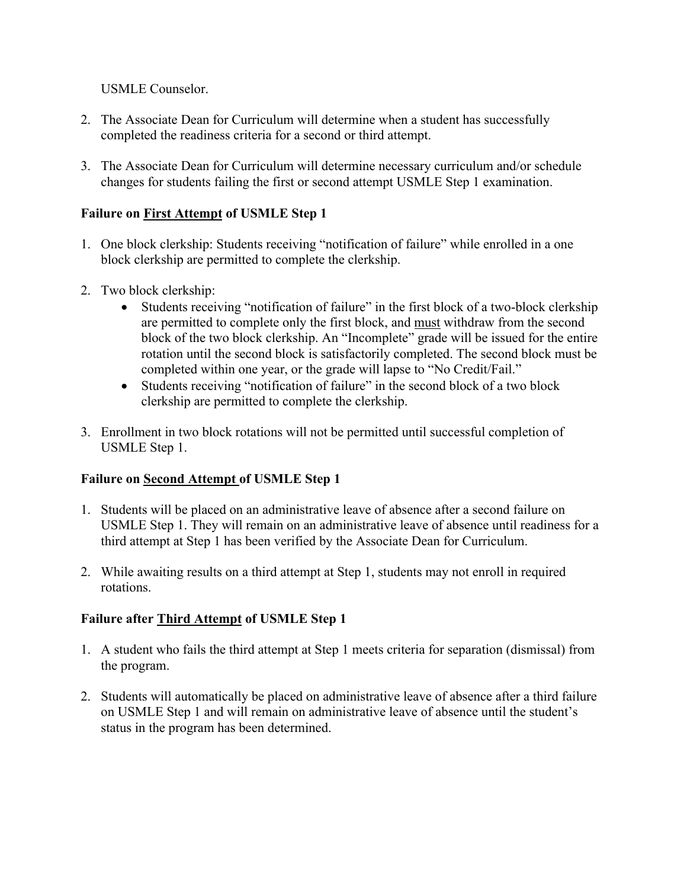USMLE Counselor.

2. The Associate Dean for Curriculum will determine when a student has successfully completed the readiness criteria for a second or third attempt.

3. The Associate Dean for Curriculum will determine necessary curriculum and/or schedule changes for students failing the first or second attempt USMLE Step 1 examination.

**Failure on First Attempt of USMLE Step 1**

1. One block clerkship: Students receiving "notification of failure" while enrolled in a one block clerkship are permitted to complete the clerkship.

2. Two block clerkship:
   - Students receiving "notification of failure" in the first block of a two-block clerkship are permitted to complete only the first block, and must withdraw from the second block of the two block clerkship. An "Incomplete" grade will be issued for the entire rotation until the second block is satisfactorily completed. The second block must be completed within one year, or the grade will lapse to "No Credit/Fail."
   - Students receiving "notification of failure" in the second block of a two block clerkship are permitted to complete the clerkship.

3. Enrollment in two block rotations will not be permitted until successful completion of USMLE Step 1.

**Failure on Second Attempt of USMLE Step 1**

1. Students will be placed on an administrative leave of absence after a second failure on USMLE Step 1. They will remain on an administrative leave of absence until readiness for a third attempt at Step 1 has been verified by the Associate Dean for Curriculum.

2. While awaiting results on a third attempt at Step 1, students may not enroll in required rotations.

**Failure after Third Attempt of USMLE Step 1**

1. A student who fails the third attempt at Step 1 meets criteria for separation (dismissal) from the program.

2. Students will automatically be placed on administrative leave of absence after a third failure on USMLE Step 1 and will remain on administrative leave of absence until the student's status in the program has been determined.